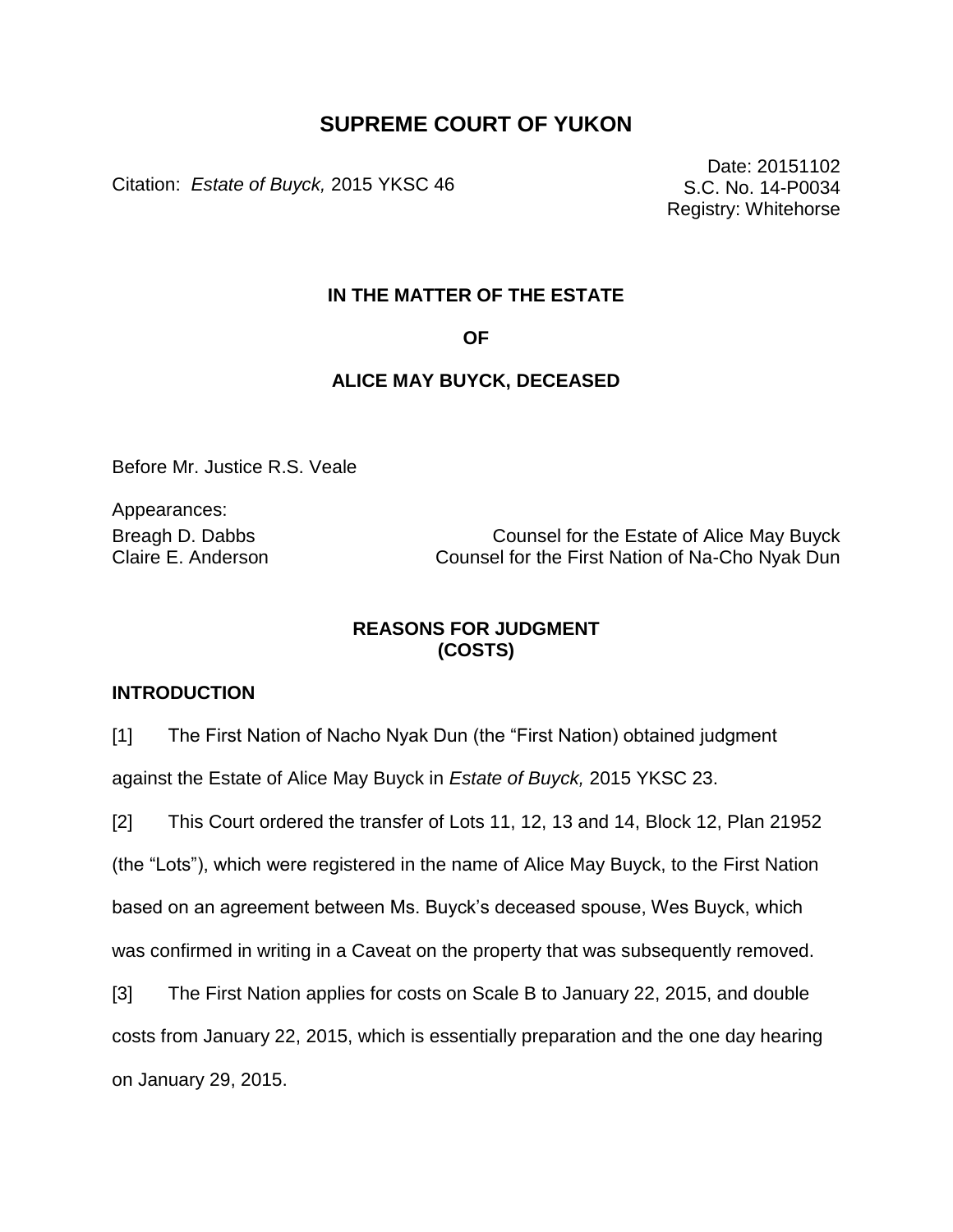# SUPREME COURT OF YUKON

Citation: *Estate of Buyck,* 2015 YKSC 46

Date: 20151102
S.C. No. 14-P0034
Registry: Whitehorse

**IN THE MATTER OF THE ESTATE**

**OF**

**ALICE MAY BUYCK, DECEASED**

Before Mr. Justice R.S. Veale

Appearances:

Breagh D. Dabbs — Counsel for the Estate of Alice May Buyck
Claire E. Anderson — Counsel for the First Nation of Na-Cho Nyak Dun

## REASONS FOR JUDGMENT (COSTS)

### INTRODUCTION

[1] The First Nation of Nacho Nyak Dun (the "First Nation) obtained judgment against the Estate of Alice May Buyck in *Estate of Buyck,* 2015 YKSC 23.

[2] This Court ordered the transfer of Lots 11, 12, 13 and 14, Block 12, Plan 21952 (the "Lots"), which were registered in the name of Alice May Buyck, to the First Nation based on an agreement between Ms. Buyck's deceased spouse, Wes Buyck, which was confirmed in writing in a Caveat on the property that was subsequently removed.

[3] The First Nation applies for costs on Scale B to January 22, 2015, and double costs from January 22, 2015, which is essentially preparation and the one day hearing on January 29, 2015.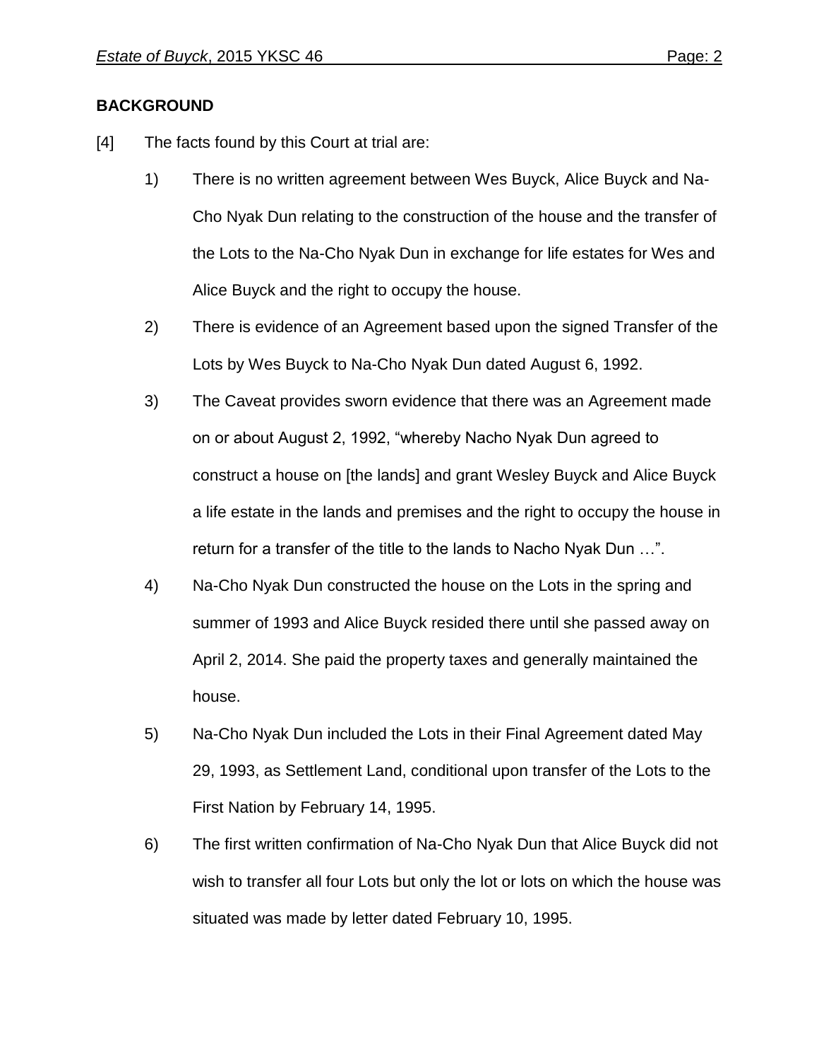## BACKGROUND

[4] The facts found by this Court at trial are:

1) There is no written agreement between Wes Buyck, Alice Buyck and Na-Cho Nyak Dun relating to the construction of the house and the transfer of the Lots to the Na-Cho Nyak Dun in exchange for life estates for Wes and Alice Buyck and the right to occupy the house.

2) There is evidence of an Agreement based upon the signed Transfer of the Lots by Wes Buyck to Na-Cho Nyak Dun dated August 6, 1992.

3) The Caveat provides sworn evidence that there was an Agreement made on or about August 2, 1992, "whereby Nacho Nyak Dun agreed to construct a house on [the lands] and grant Wesley Buyck and Alice Buyck a life estate in the lands and premises and the right to occupy the house in return for a transfer of the title to the lands to Nacho Nyak Dun …".

4) Na-Cho Nyak Dun constructed the house on the Lots in the spring and summer of 1993 and Alice Buyck resided there until she passed away on April 2, 2014. She paid the property taxes and generally maintained the house.

5) Na-Cho Nyak Dun included the Lots in their Final Agreement dated May 29, 1993, as Settlement Land, conditional upon transfer of the Lots to the First Nation by February 14, 1995.

6) The first written confirmation of Na-Cho Nyak Dun that Alice Buyck did not wish to transfer all four Lots but only the lot or lots on which the house was situated was made by letter dated February 10, 1995.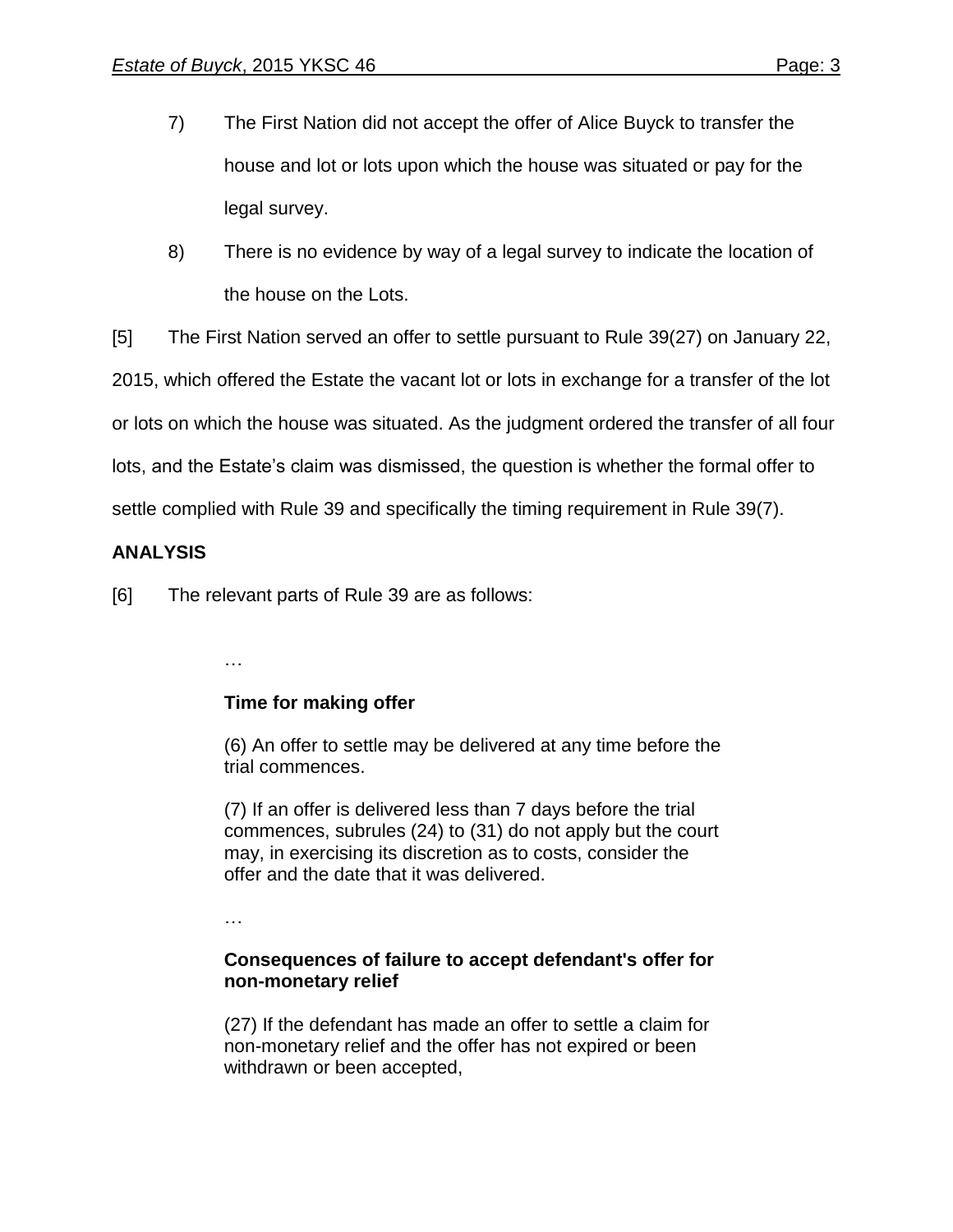7) The First Nation did not accept the offer of Alice Buyck to transfer the house and lot or lots upon which the house was situated or pay for the legal survey.

8) There is no evidence by way of a legal survey to indicate the location of the house on the Lots.

[5] The First Nation served an offer to settle pursuant to Rule 39(27) on January 22, 2015, which offered the Estate the vacant lot or lots in exchange for a transfer of the lot or lots on which the house was situated. As the judgment ordered the transfer of all four lots, and the Estate's claim was dismissed, the question is whether the formal offer to settle complied with Rule 39 and specifically the timing requirement in Rule 39(7).

**ANALYSIS**

[6] The relevant parts of Rule 39 are as follows:

> …
>
> **Time for making offer**
>
> (6) An offer to settle may be delivered at any time before the trial commences.
>
> (7) If an offer is delivered less than 7 days before the trial commences, subrules (24) to (31) do not apply but the court may, in exercising its discretion as to costs, consider the offer and the date that it was delivered.
>
> …
>
> **Consequences of failure to accept defendant's offer for non-monetary relief**
>
> (27) If the defendant has made an offer to settle a claim for non-monetary relief and the offer has not expired or been withdrawn or been accepted,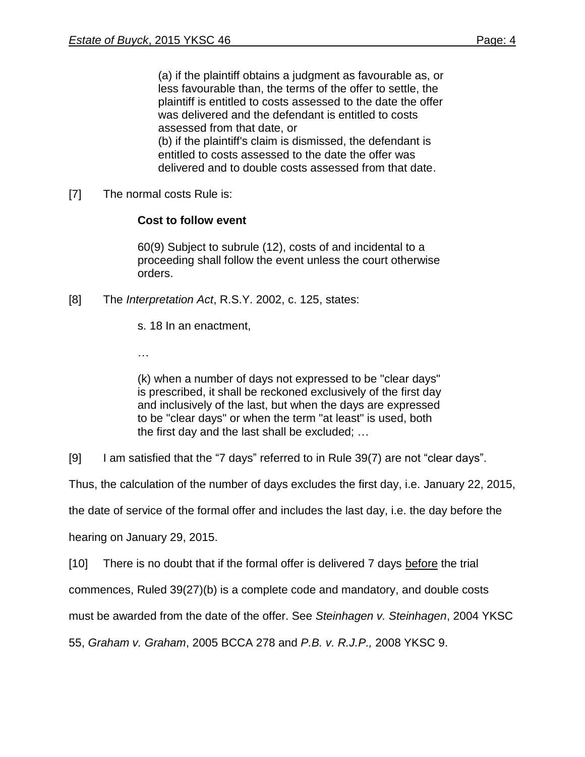> (a) if the plaintiff obtains a judgment as favourable as, or less favourable than, the terms of the offer to settle, the plaintiff is entitled to costs assessed to the date the offer was delivered and the defendant is entitled to costs assessed from that date, or
> (b) if the plaintiff's claim is dismissed, the defendant is entitled to costs assessed to the date the offer was delivered and to double costs assessed from that date.

[7] The normal costs Rule is:

> **Cost to follow event**
>
> 60(9) Subject to subrule (12), costs of and incidental to a proceeding shall follow the event unless the court otherwise orders.

[8] The *Interpretation Act*, R.S.Y. 2002, c. 125, states:

> s. 18 In an enactment,
>
> …
>
> (k) when a number of days not expressed to be "clear days" is prescribed, it shall be reckoned exclusively of the first day and inclusively of the last, but when the days are expressed to be "clear days" or when the term "at least" is used, both the first day and the last shall be excluded; …

[9] I am satisfied that the "7 days" referred to in Rule 39(7) are not "clear days". Thus, the calculation of the number of days excludes the first day, i.e. January 22, 2015, the date of service of the formal offer and includes the last day, i.e. the day before the hearing on January 29, 2015.

[10] There is no doubt that if the formal offer is delivered 7 days <u>before</u> the trial commences, Ruled 39(27)(b) is a complete code and mandatory, and double costs must be awarded from the date of the offer. See *Steinhagen v. Steinhagen*, 2004 YKSC 55, *Graham v. Graham*, 2005 BCCA 278 and *P.B. v. R.J.P.,* 2008 YKSC 9.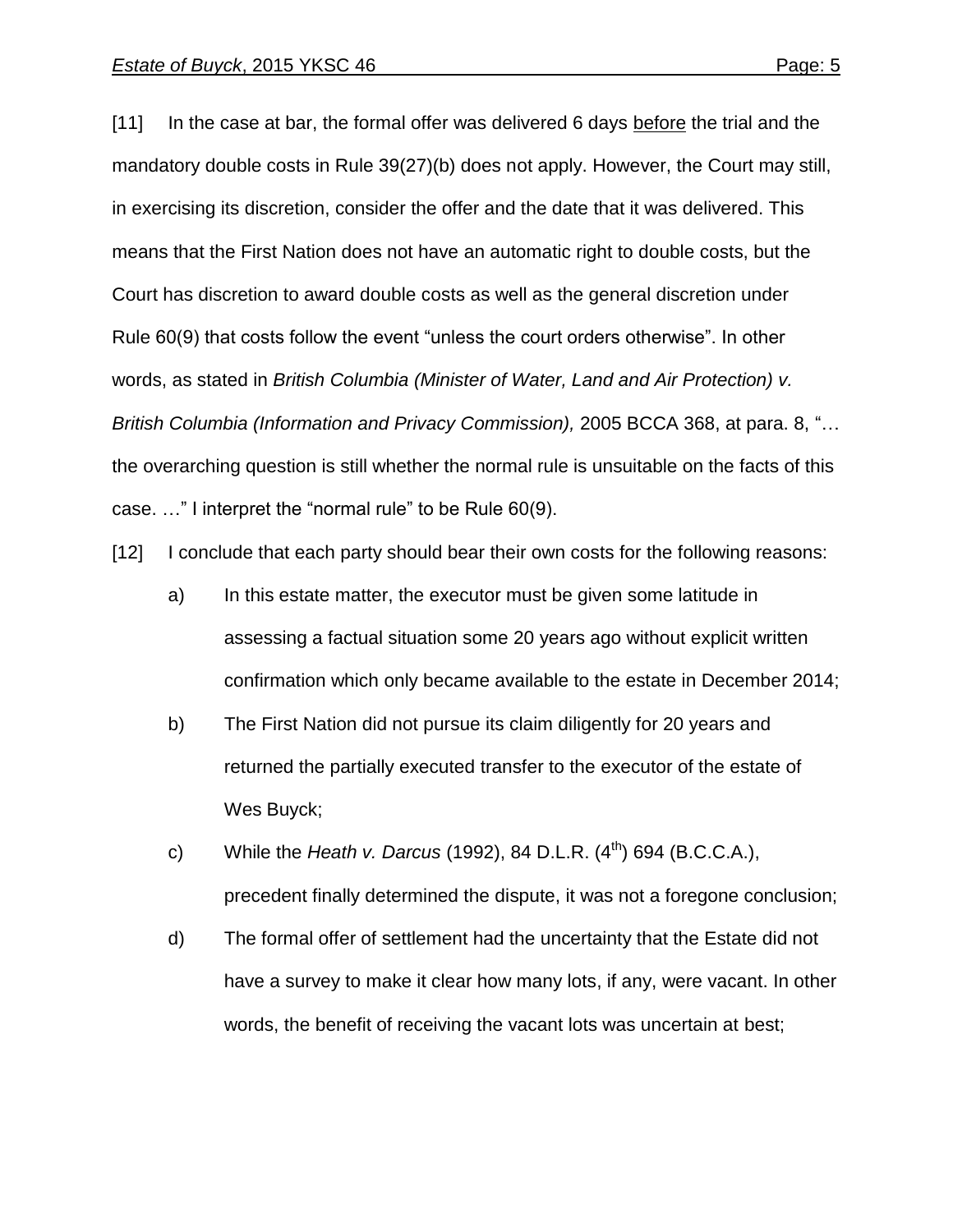[11] In the case at bar, the formal offer was delivered 6 days before the trial and the mandatory double costs in Rule 39(27)(b) does not apply. However, the Court may still, in exercising its discretion, consider the offer and the date that it was delivered. This means that the First Nation does not have an automatic right to double costs, but the Court has discretion to award double costs as well as the general discretion under Rule 60(9) that costs follow the event "unless the court orders otherwise". In other words, as stated in *British Columbia (Minister of Water, Land and Air Protection) v. British Columbia (Information and Privacy Commission),* 2005 BCCA 368, at para. 8, "… the overarching question is still whether the normal rule is unsuitable on the facts of this case. …" I interpret the "normal rule" to be Rule 60(9).

[12] I conclude that each party should bear their own costs for the following reasons:

a) In this estate matter, the executor must be given some latitude in assessing a factual situation some 20 years ago without explicit written confirmation which only became available to the estate in December 2014;

b) The First Nation did not pursue its claim diligently for 20 years and returned the partially executed transfer to the executor of the estate of Wes Buyck;

c) While the *Heath v. Darcus* (1992), 84 D.L.R. (4th) 694 (B.C.C.A.), precedent finally determined the dispute, it was not a foregone conclusion;

d) The formal offer of settlement had the uncertainty that the Estate did not have a survey to make it clear how many lots, if any, were vacant. In other words, the benefit of receiving the vacant lots was uncertain at best;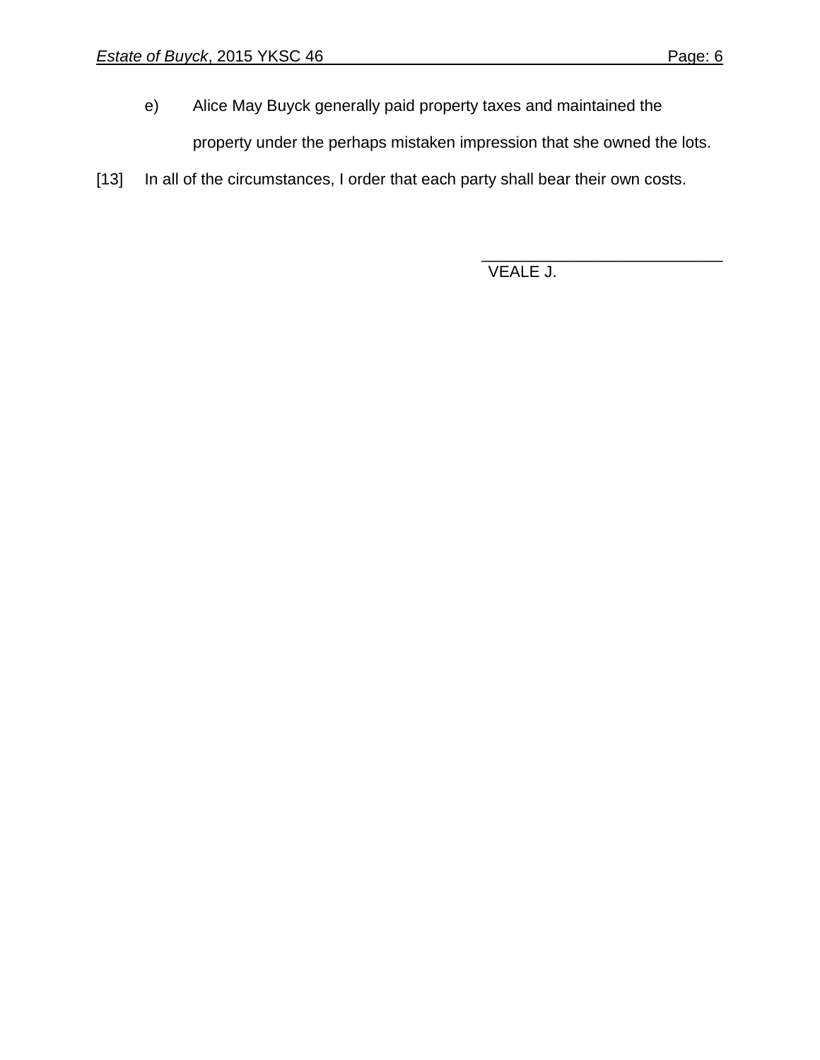e) Alice May Buyck generally paid property taxes and maintained the property under the perhaps mistaken impression that she owned the lots.

[13] In all of the circumstances, I order that each party shall bear their own costs.

___________________________
VEALE J.